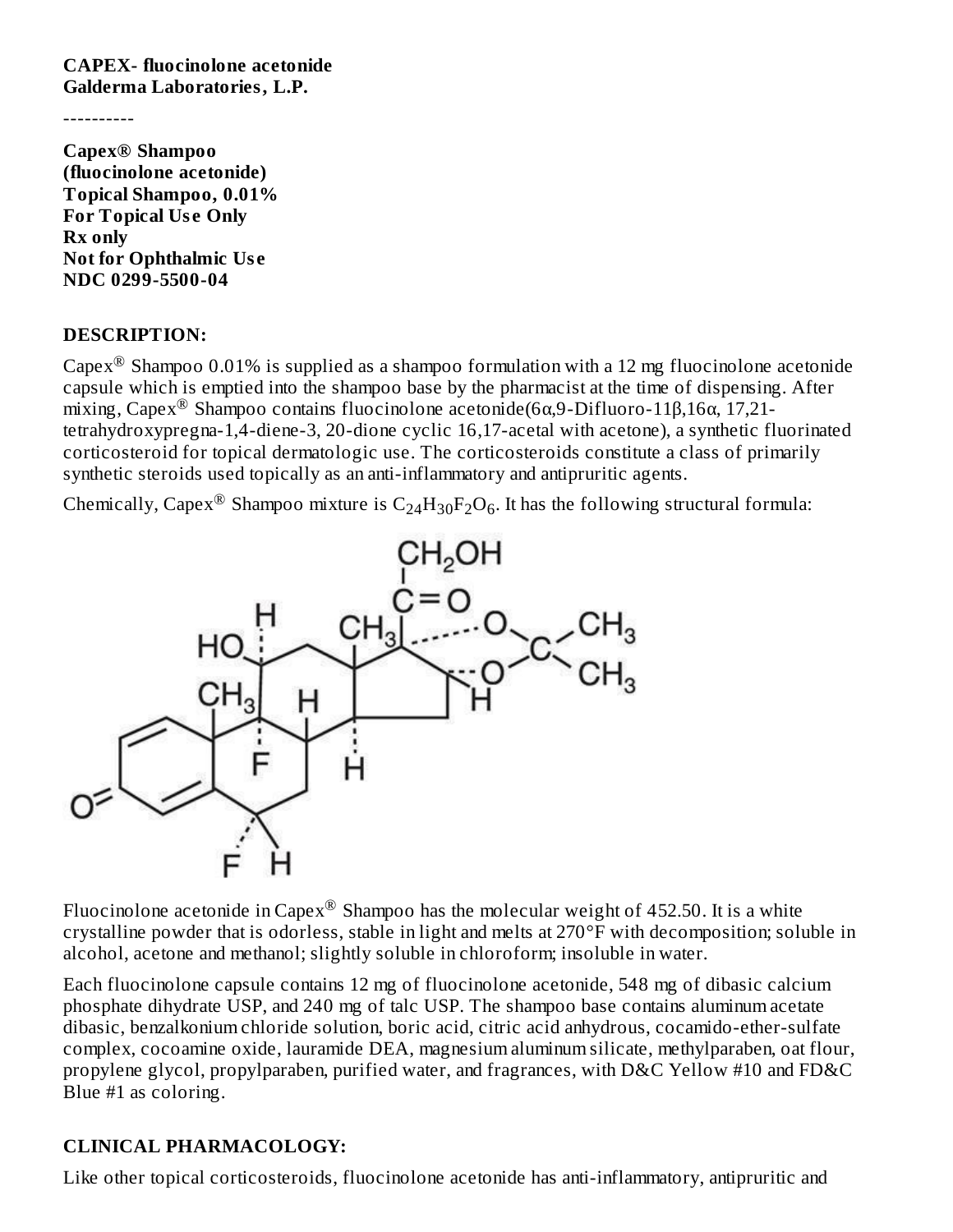**CAPEX- fluocinolone acetonide**
**Galderma Laboratories, L.P.**

----------

**Capex® Shampoo**
**(fluocinolone acetonide)**
**Topical Shampoo, 0.01%**
**For Topical Use Only**
**Rx only**
**Not for Ophthalmic Use**
**NDC 0299-5500-04**

## DESCRIPTION:

Capex® Shampoo 0.01% is supplied as a shampoo formulation with a 12 mg fluocinolone acetonide capsule which is emptied into the shampoo base by the pharmacist at the time of dispensing. After mixing, Capex® Shampoo contains fluocinolone acetonide(6α,9-Difluoro-11β,16α, 17,21-tetrahydroxypregna-1,4-diene-3, 20-dione cyclic 16,17-acetal with acetone), a synthetic fluorinated corticosteroid for topical dermatologic use. The corticosteroids constitute a class of primarily synthetic steroids used topically as an anti-inflammatory and antipruritic agents.

Chemically, Capex® Shampoo mixture is $C_{24}H_{30}F_2O_6$. It has the following structural formula:

Fluocinolone acetonide in Capex® Shampoo has the molecular weight of 452.50. It is a white crystalline powder that is odorless, stable in light and melts at 270°F with decomposition; soluble in alcohol, acetone and methanol; slightly soluble in chloroform; insoluble in water.

Each fluocinolone capsule contains 12 mg of fluocinolone acetonide, 548 mg of dibasic calcium phosphate dihydrate USP, and 240 mg of talc USP. The shampoo base contains aluminum acetate dibasic, benzalkonium chloride solution, boric acid, citric acid anhydrous, cocamido-ether-sulfate complex, cocoamine oxide, lauramide DEA, magnesium aluminum silicate, methylparaben, oat flour, propylene glycol, propylparaben, purified water, and fragrances, with D&C Yellow #10 and FD&C Blue #1 as coloring.

## CLINICAL PHARMACOLOGY:

Like other topical corticosteroids, fluocinolone acetonide has anti-inflammatory, antipruritic and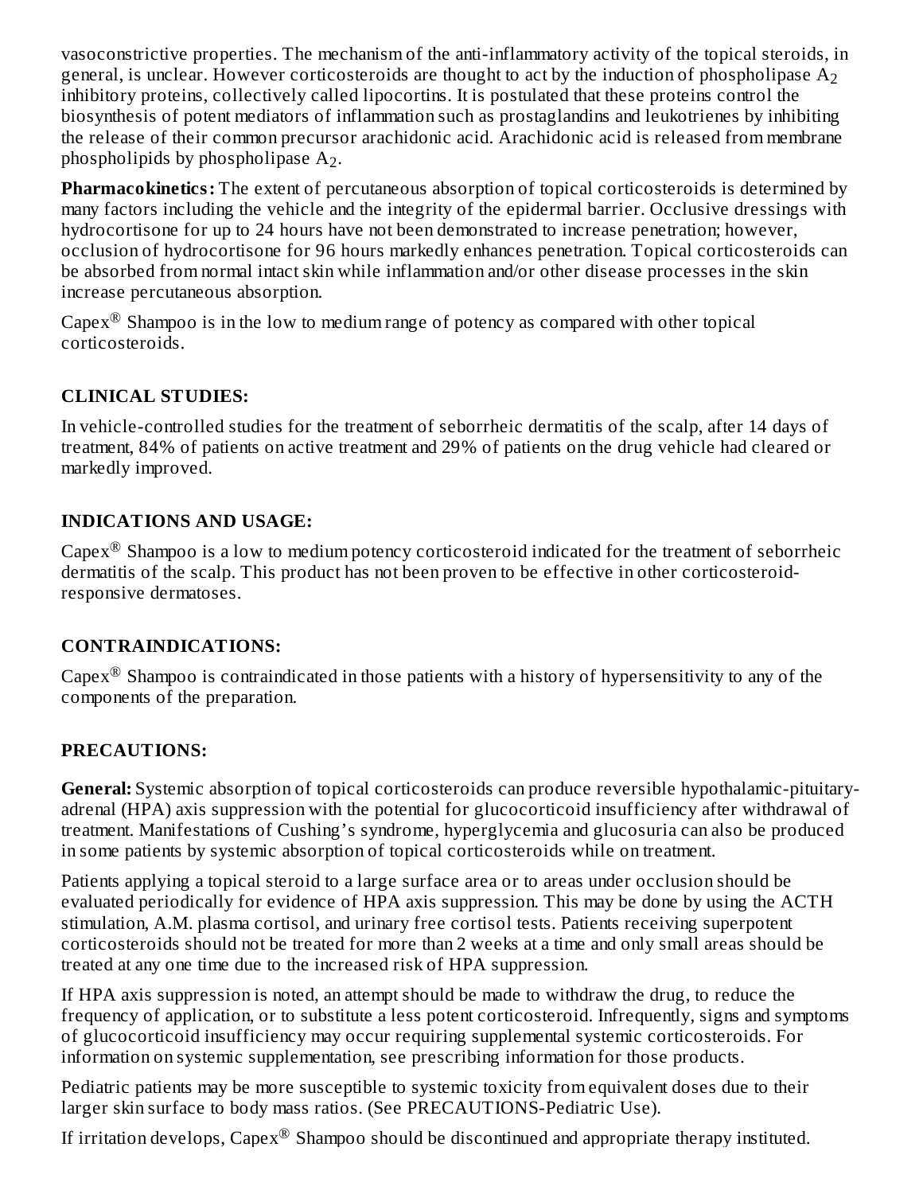vasoconstrictive properties. The mechanism of the anti-inflammatory activity of the topical steroids, in general, is unclear. However corticosteroids are thought to act by the induction of phospholipase $A_2$ inhibitory proteins, collectively called lipocortins. It is postulated that these proteins control the biosynthesis of potent mediators of inflammation such as prostaglandins and leukotrienes by inhibiting the release of their common precursor arachidonic acid. Arachidonic acid is released from membrane phospholipids by phospholipase $A_2$.

**Pharmacokinetics:** The extent of percutaneous absorption of topical corticosteroids is determined by many factors including the vehicle and the integrity of the epidermal barrier. Occlusive dressings with hydrocortisone for up to 24 hours have not been demonstrated to increase penetration; however, occlusion of hydrocortisone for 96 hours markedly enhances penetration. Topical corticosteroids can be absorbed from normal intact skin while inflammation and/or other disease processes in the skin increase percutaneous absorption.

Capex® Shampoo is in the low to medium range of potency as compared with other topical corticosteroids.

## CLINICAL STUDIES:

In vehicle-controlled studies for the treatment of seborrheic dermatitis of the scalp, after 14 days of treatment, 84% of patients on active treatment and 29% of patients on the drug vehicle had cleared or markedly improved.

## INDICATIONS AND USAGE:

Capex® Shampoo is a low to medium potency corticosteroid indicated for the treatment of seborrheic dermatitis of the scalp. This product has not been proven to be effective in other corticosteroid-responsive dermatoses.

## CONTRAINDICATIONS:

Capex® Shampoo is contraindicated in those patients with a history of hypersensitivity to any of the components of the preparation.

## PRECAUTIONS:

**General:** Systemic absorption of topical corticosteroids can produce reversible hypothalamic-pituitary-adrenal (HPA) axis suppression with the potential for glucocorticoid insufficiency after withdrawal of treatment. Manifestations of Cushing's syndrome, hyperglycemia and glucosuria can also be produced in some patients by systemic absorption of topical corticosteroids while on treatment.

Patients applying a topical steroid to a large surface area or to areas under occlusion should be evaluated periodically for evidence of HPA axis suppression. This may be done by using the ACTH stimulation, A.M. plasma cortisol, and urinary free cortisol tests. Patients receiving superpotent corticosteroids should not be treated for more than 2 weeks at a time and only small areas should be treated at any one time due to the increased risk of HPA suppression.

If HPA axis suppression is noted, an attempt should be made to withdraw the drug, to reduce the frequency of application, or to substitute a less potent corticosteroid. Infrequently, signs and symptoms of glucocorticoid insufficiency may occur requiring supplemental systemic corticosteroids. For information on systemic supplementation, see prescribing information for those products.

Pediatric patients may be more susceptible to systemic toxicity from equivalent doses due to their larger skin surface to body mass ratios. (See PRECAUTIONS-Pediatric Use).

If irritation develops, Capex® Shampoo should be discontinued and appropriate therapy instituted.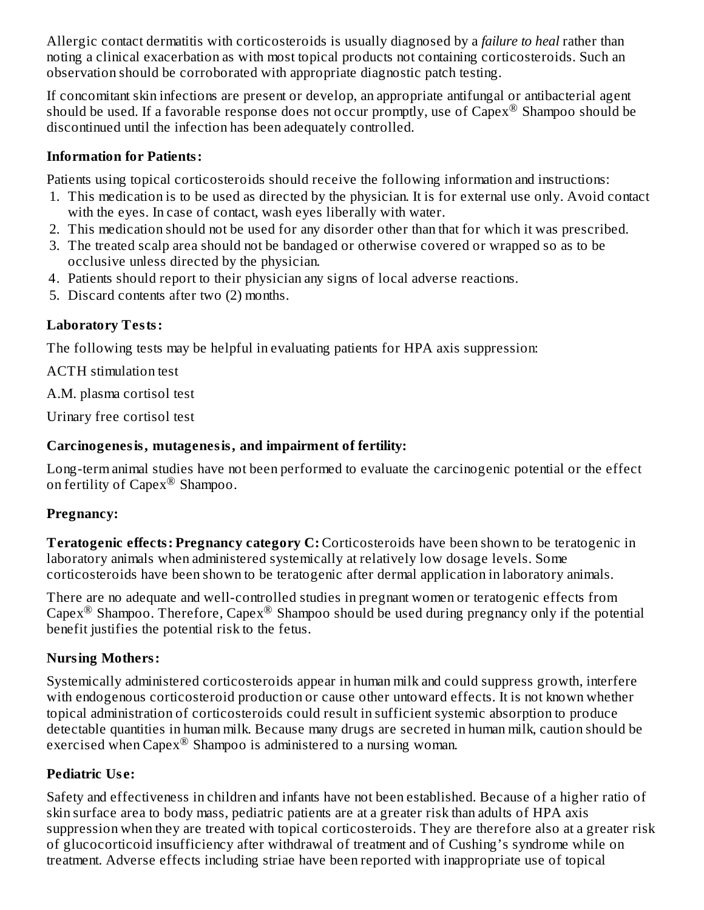Allergic contact dermatitis with corticosteroids is usually diagnosed by a *failure to heal* rather than noting a clinical exacerbation as with most topical products not containing corticosteroids. Such an observation should be corroborated with appropriate diagnostic patch testing.

If concomitant skin infections are present or develop, an appropriate antifungal or antibacterial agent should be used. If a favorable response does not occur promptly, use of Capex® Shampoo should be discontinued until the infection has been adequately controlled.

**Information for Patients:**

Patients using topical corticosteroids should receive the following information and instructions:

1. This medication is to be used as directed by the physician. It is for external use only. Avoid contact with the eyes. In case of contact, wash eyes liberally with water.
2. This medication should not be used for any disorder other than that for which it was prescribed.
3. The treated scalp area should not be bandaged or otherwise covered or wrapped so as to be occlusive unless directed by the physician.
4. Patients should report to their physician any signs of local adverse reactions.
5. Discard contents after two (2) months.

**Laboratory Tests:**

The following tests may be helpful in evaluating patients for HPA axis suppression:

ACTH stimulation test

A.M. plasma cortisol test

Urinary free cortisol test

**Carcinogenesis, mutagenesis, and impairment of fertility:**

Long-term animal studies have not been performed to evaluate the carcinogenic potential or the effect on fertility of Capex® Shampoo.

**Pregnancy:**

**Teratogenic effects: Pregnancy category C:** Corticosteroids have been shown to be teratogenic in laboratory animals when administered systemically at relatively low dosage levels. Some corticosteroids have been shown to be teratogenic after dermal application in laboratory animals.

There are no adequate and well-controlled studies in pregnant women or teratogenic effects from Capex® Shampoo. Therefore, Capex® Shampoo should be used during pregnancy only if the potential benefit justifies the potential risk to the fetus.

**Nursing Mothers:**

Systemically administered corticosteroids appear in human milk and could suppress growth, interfere with endogenous corticosteroid production or cause other untoward effects. It is not known whether topical administration of corticosteroids could result in sufficient systemic absorption to produce detectable quantities in human milk. Because many drugs are secreted in human milk, caution should be exercised when Capex® Shampoo is administered to a nursing woman.

**Pediatric Use:**

Safety and effectiveness in children and infants have not been established. Because of a higher ratio of skin surface area to body mass, pediatric patients are at a greater risk than adults of HPA axis suppression when they are treated with topical corticosteroids. They are therefore also at a greater risk of glucocorticoid insufficiency after withdrawal of treatment and of Cushing's syndrome while on treatment. Adverse effects including striae have been reported with inappropriate use of topical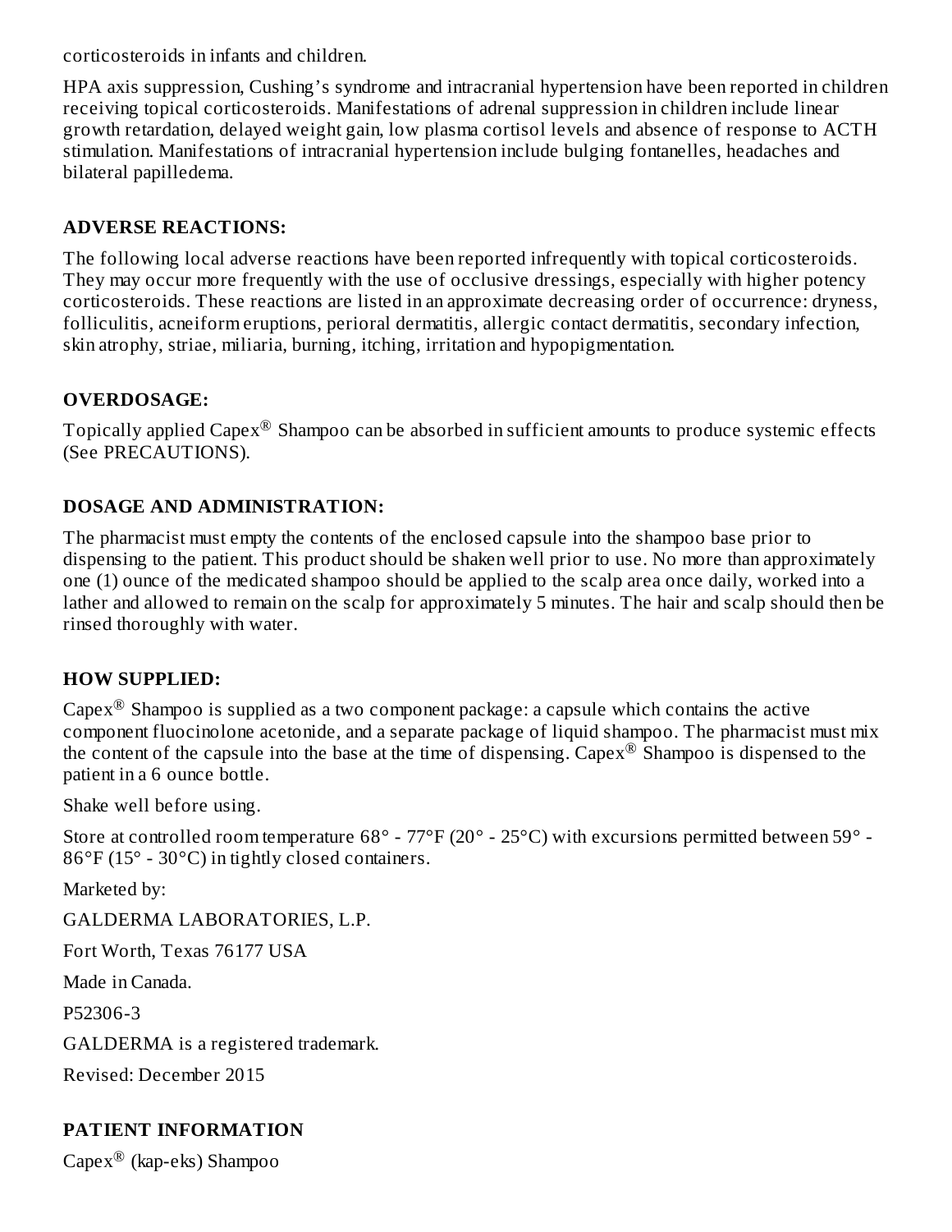corticosteroids in infants and children.

HPA axis suppression, Cushing's syndrome and intracranial hypertension have been reported in children receiving topical corticosteroids. Manifestations of adrenal suppression in children include linear growth retardation, delayed weight gain, low plasma cortisol levels and absence of response to ACTH stimulation. Manifestations of intracranial hypertension include bulging fontanelles, headaches and bilateral papilledema.

## ADVERSE REACTIONS:

The following local adverse reactions have been reported infrequently with topical corticosteroids. They may occur more frequently with the use of occlusive dressings, especially with higher potency corticosteroids. These reactions are listed in an approximate decreasing order of occurrence: dryness, folliculitis, acneiform eruptions, perioral dermatitis, allergic contact dermatitis, secondary infection, skin atrophy, striae, miliaria, burning, itching, irritation and hypopigmentation.

## OVERDOSAGE:

Topically applied Capex® Shampoo can be absorbed in sufficient amounts to produce systemic effects (See PRECAUTIONS).

## DOSAGE AND ADMINISTRATION:

The pharmacist must empty the contents of the enclosed capsule into the shampoo base prior to dispensing to the patient. This product should be shaken well prior to use. No more than approximately one (1) ounce of the medicated shampoo should be applied to the scalp area once daily, worked into a lather and allowed to remain on the scalp for approximately 5 minutes. The hair and scalp should then be rinsed thoroughly with water.

## HOW SUPPLIED:

Capex® Shampoo is supplied as a two component package: a capsule which contains the active component fluocinolone acetonide, and a separate package of liquid shampoo. The pharmacist must mix the content of the capsule into the base at the time of dispensing. Capex® Shampoo is dispensed to the patient in a 6 ounce bottle.

Shake well before using.

Store at controlled room temperature 68° - 77°F (20° - 25°C) with excursions permitted between 59° - 86°F (15° - 30°C) in tightly closed containers.

Marketed by:

GALDERMA LABORATORIES, L.P.

Fort Worth, Texas 76177 USA

Made in Canada.

P52306-3

GALDERMA is a registered trademark.

Revised: December 2015

## PATIENT INFORMATION

Capex® (kap-eks) Shampoo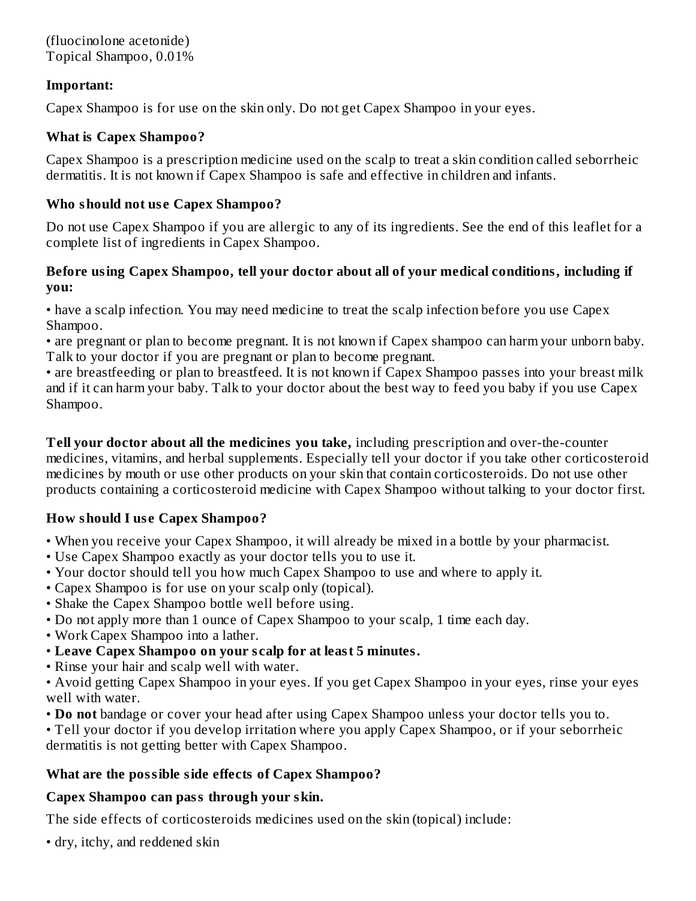(fluocinolone acetonide)
Topical Shampoo, 0.01%

**Important:**

Capex Shampoo is for use on the skin only. Do not get Capex Shampoo in your eyes.

**What is Capex Shampoo?**

Capex Shampoo is a prescription medicine used on the scalp to treat a skin condition called seborrheic dermatitis. It is not known if Capex Shampoo is safe and effective in children and infants.

**Who should not use Capex Shampoo?**

Do not use Capex Shampoo if you are allergic to any of its ingredients. See the end of this leaflet for a complete list of ingredients in Capex Shampoo.

**Before using Capex Shampoo, tell your doctor about all of your medical conditions, including if you:**

- have a scalp infection. You may need medicine to treat the scalp infection before you use Capex Shampoo.
- are pregnant or plan to become pregnant. It is not known if Capex shampoo can harm your unborn baby. Talk to your doctor if you are pregnant or plan to become pregnant.
- are breastfeeding or plan to breastfeed. It is not known if Capex Shampoo passes into your breast milk and if it can harm your baby. Talk to your doctor about the best way to feed you baby if you use Capex Shampoo.

**Tell your doctor about all the medicines you take,** including prescription and over-the-counter medicines, vitamins, and herbal supplements. Especially tell your doctor if you take other corticosteroid medicines by mouth or use other products on your skin that contain corticosteroids. Do not use other products containing a corticosteroid medicine with Capex Shampoo without talking to your doctor first.

**How should I use Capex Shampoo?**

- When you receive your Capex Shampoo, it will already be mixed in a bottle by your pharmacist.
- Use Capex Shampoo exactly as your doctor tells you to use it.
- Your doctor should tell you how much Capex Shampoo to use and where to apply it.
- Capex Shampoo is for use on your scalp only (topical).
- Shake the Capex Shampoo bottle well before using.
- Do not apply more than 1 ounce of Capex Shampoo to your scalp, 1 time each day.
- Work Capex Shampoo into a lather.
- **Leave Capex Shampoo on your scalp for at least 5 minutes.**
- Rinse your hair and scalp well with water.
- Avoid getting Capex Shampoo in your eyes. If you get Capex Shampoo in your eyes, rinse your eyes well with water.
- **Do not** bandage or cover your head after using Capex Shampoo unless your doctor tells you to.
- Tell your doctor if you develop irritation where you apply Capex Shampoo, or if your seborrheic dermatitis is not getting better with Capex Shampoo.

**What are the possible side effects of Capex Shampoo?**

**Capex Shampoo can pass through your skin.**

The side effects of corticosteroids medicines used on the skin (topical) include:

- dry, itchy, and reddened skin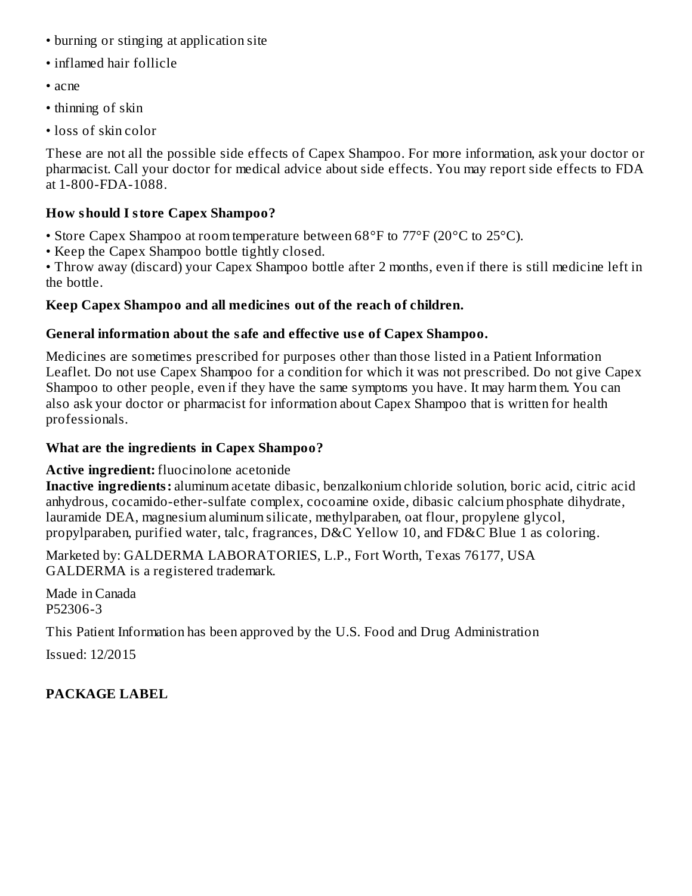- burning or stinging at application site
- inflamed hair follicle
- acne
- thinning of skin
- loss of skin color

These are not all the possible side effects of Capex Shampoo. For more information, ask your doctor or pharmacist. Call your doctor for medical advice about side effects. You may report side effects to FDA at 1-800-FDA-1088.

**How should I store Capex Shampoo?**

- Store Capex Shampoo at room temperature between 68°F to 77°F (20°C to 25°C).
- Keep the Capex Shampoo bottle tightly closed.
- Throw away (discard) your Capex Shampoo bottle after 2 months, even if there is still medicine left in the bottle.

**Keep Capex Shampoo and all medicines out of the reach of children.**

**General information about the safe and effective use of Capex Shampoo.**

Medicines are sometimes prescribed for purposes other than those listed in a Patient Information Leaflet. Do not use Capex Shampoo for a condition for which it was not prescribed. Do not give Capex Shampoo to other people, even if they have the same symptoms you have. It may harm them. You can also ask your doctor or pharmacist for information about Capex Shampoo that is written for health professionals.

**What are the ingredients in Capex Shampoo?**

**Active ingredient:** fluocinolone acetonide
**Inactive ingredients:** aluminum acetate dibasic, benzalkonium chloride solution, boric acid, citric acid anhydrous, cocamido-ether-sulfate complex, cocoamine oxide, dibasic calcium phosphate dihydrate, lauramide DEA, magnesium aluminum silicate, methylparaben, oat flour, propylene glycol, propylparaben, purified water, talc, fragrances, D&C Yellow 10, and FD&C Blue 1 as coloring.

Marketed by: GALDERMA LABORATORIES, L.P., Fort Worth, Texas 76177, USA
GALDERMA is a registered trademark.

Made in Canada
P52306-3

This Patient Information has been approved by the U.S. Food and Drug Administration

Issued: 12/2015

**PACKAGE LABEL**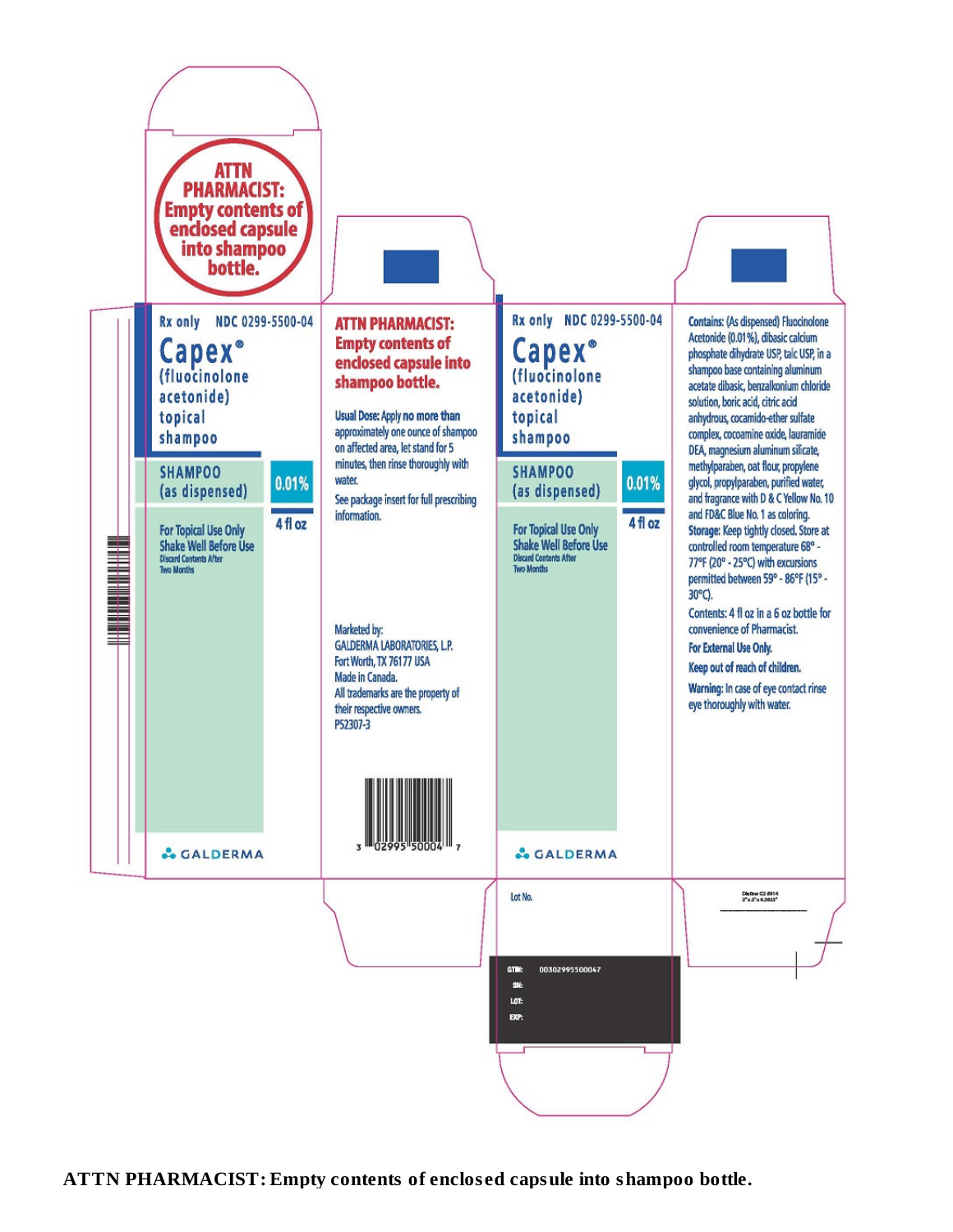ATTN PHARMACIST: Empty contents of enclosed capsule into shampoo bottle.

Rx only NDC 0299-5500-04

**Capex®**
(fluocinolone acetonide) topical shampoo

SHAMPOO (as dispensed) 0.01%

4 fl oz

For Topical Use Only
Shake Well Before Use
Discard Contents After Two Months

GALDERMA

**ATTN PHARMACIST: Empty contents of enclosed capsule into shampoo bottle.**

**Usual Dose:** Apply no more than approximately one ounce of shampoo on affected area, let stand for 5 minutes, then rinse thoroughly with water.

See package insert for full prescribing information.

Marketed by:
GALDERMA LABORATORIES, L.P.
Fort Worth, TX 76177 USA
Made in Canada.
All trademarks are the property of their respective owners.
P52307-3

3 02995 50004 7

Rx only NDC 0299-5500-04

**Capex®**
(fluocinolone acetonide) topical shampoo

SHAMPOO (as dispensed) 0.01%

4 fl oz

For Topical Use Only
Shake Well Before Use
Discard Contents After Two Months

GALDERMA

**Contains:** (As dispensed) Fluocinolone Acetonide (0.01%), dibasic calcium phosphate dihydrate USP, talc USP, in a shampoo base containing aluminum acetate dibasic, benzalkonium chloride solution, boric acid, citric acid anhydrous, cocamido-ether sulfate complex, cocoamine oxide, lauramide DEA, magnesium aluminum silicate, methylparaben, oat flour, propylene glycol, propylparaben, purified water, and fragrance with D & C Yellow No. 10 and FD&C Blue No. 1 as coloring.

**Storage:** Keep tightly closed. Store at controlled room temperature 68° - 77°F (20° - 25°C) with excursions permitted between 59° - 86°F (15° - 30°C).

Contents: 4 fl oz in a 6 oz bottle for convenience of Pharmacist.

**For External Use Only.**

**Keep out of reach of children.**

**Warning:** In case of eye contact rinse eye thoroughly with water.

Lot No.

GTIN: 00302995500047
SN:
LOT:
EXP:

**ATTN PHARMACIST: Empty contents of enclosed capsule into shampoo bottle.**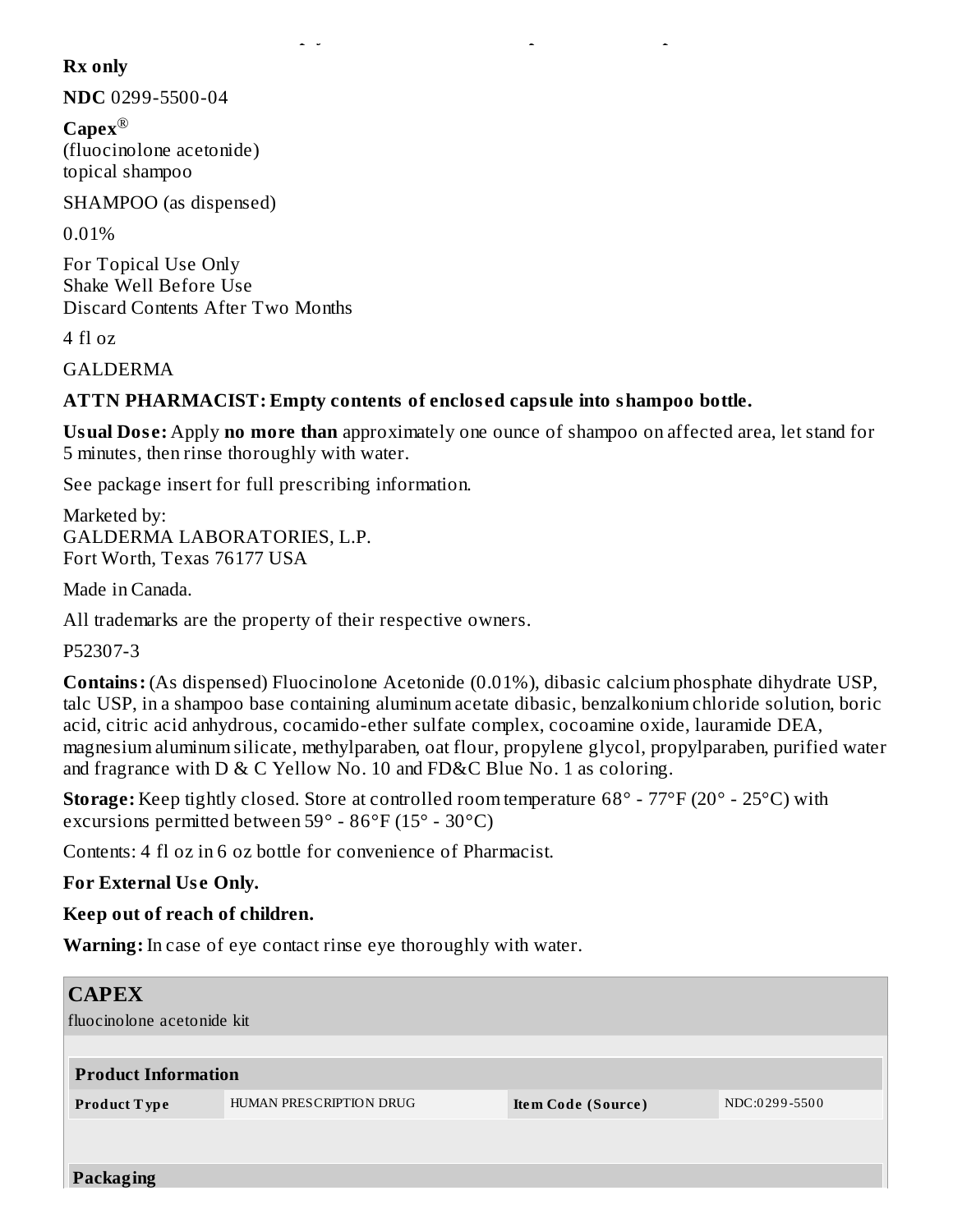**Rx only**

**NDC** 0299-5500-04

**Capex**®
(fluocinolone acetonide)
topical shampoo

SHAMPOO (as dispensed)

0.01%

For Topical Use Only
Shake Well Before Use
Discard Contents After Two Months

4 fl oz

GALDERMA

**ATTN PHARMACIST: Empty contents of enclosed capsule into shampoo bottle.**

**Usual Dose:** Apply **no more than** approximately one ounce of shampoo on affected area, let stand for 5 minutes, then rinse thoroughly with water.

See package insert for full prescribing information.

Marketed by:
GALDERMA LABORATORIES, L.P.
Fort Worth, Texas 76177 USA

Made in Canada.

All trademarks are the property of their respective owners.

P52307-3

**Contains:** (As dispensed) Fluocinolone Acetonide (0.01%), dibasic calcium phosphate dihydrate USP, talc USP, in a shampoo base containing aluminum acetate dibasic, benzalkonium chloride solution, boric acid, citric acid anhydrous, cocamido-ether sulfate complex, cocoamine oxide, lauramide DEA, magnesium aluminum silicate, methylparaben, oat flour, propylene glycol, propylparaben, purified water and fragrance with D & C Yellow No. 10 and FD&C Blue No. 1 as coloring.

**Storage:** Keep tightly closed. Store at controlled room temperature 68° - 77°F (20° - 25°C) with excursions permitted between 59° - 86°F (15° - 30°C)

Contents: 4 fl oz in 6 oz bottle for convenience of Pharmacist.

**For External Use Only.**

**Keep out of reach of children.**

**Warning:** In case of eye contact rinse eye thoroughly with water.

## CAPEX

fluocinolone acetonide kit

| **Product Information** | | | |
|---|---|---|---|
| **Product Type** | HUMAN PRESCRIPTION DRUG | **Item Code (Source)** | NDC:0299-5500 |

**Packaging**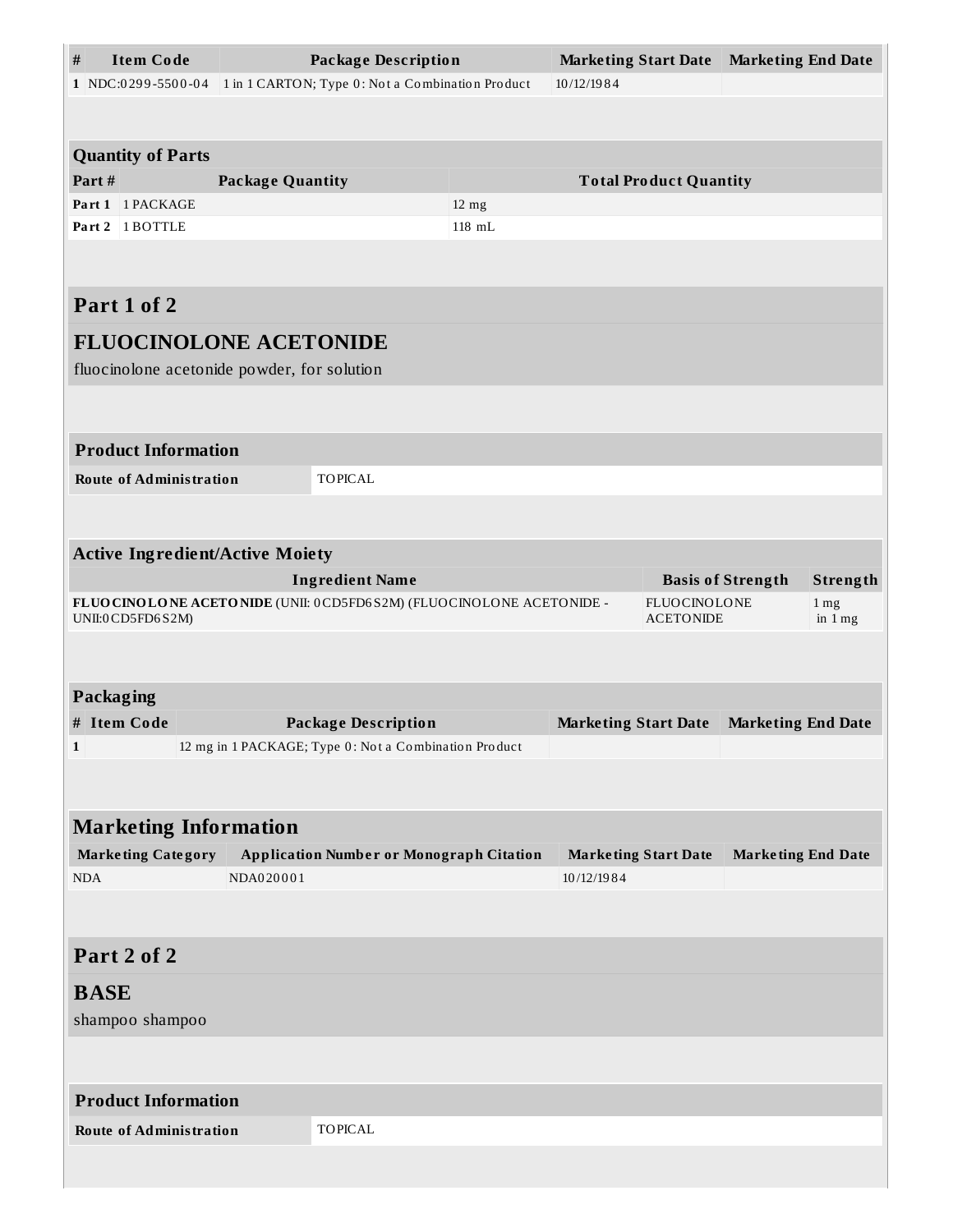| # | Item Code | Package Description | Marketing Start Date | Marketing End Date |
|---|---|---|---|---|
| 1 | NDC:0299-5500-04 | 1 in 1 CARTON; Type 0: Not a Combination Product | 10/12/1984 | |

| Quantity of Parts | | |
|---|---|---|
| **Part #** | **Package Quantity** | **Total Product Quantity** |
| Part 1 | 1 PACKAGE | 12 mg |
| Part 2 | 1 BOTTLE | 118 mL |

## Part 1 of 2

## FLUOCINOLONE ACETONIDE

fluocinolone acetonide powder, for solution

| Product Information | |
|---|---|
| Route of Administration | TOPICAL |

| Active Ingredient/Active Moiety | | |
|---|---|---|
| **Ingredient Name** | **Basis of Strength** | **Strength** |
| **FLUOCINOLONE ACETONIDE** (UNII: 0CD5FD6S2M) (FLUOCINOLONE ACETONIDE - UNII:0CD5FD6S2M) | FLUOCINOLONE ACETONIDE | 1 mg in 1 mg |

| Packaging | | | | |
|---|---|---|---|---|
| **#** | **Item Code** | **Package Description** | **Marketing Start Date** | **Marketing End Date** |
| 1 | | 12 mg in 1 PACKAGE; Type 0: Not a Combination Product | | |

| Marketing Information | | | |
|---|---|---|---|
| **Marketing Category** | **Application Number or Monograph Citation** | **Marketing Start Date** | **Marketing End Date** |
| NDA | NDA020001 | 10/12/1984 | |

## Part 2 of 2

## BASE

shampoo shampoo

| Product Information | |
|---|---|
| Route of Administration | TOPICAL |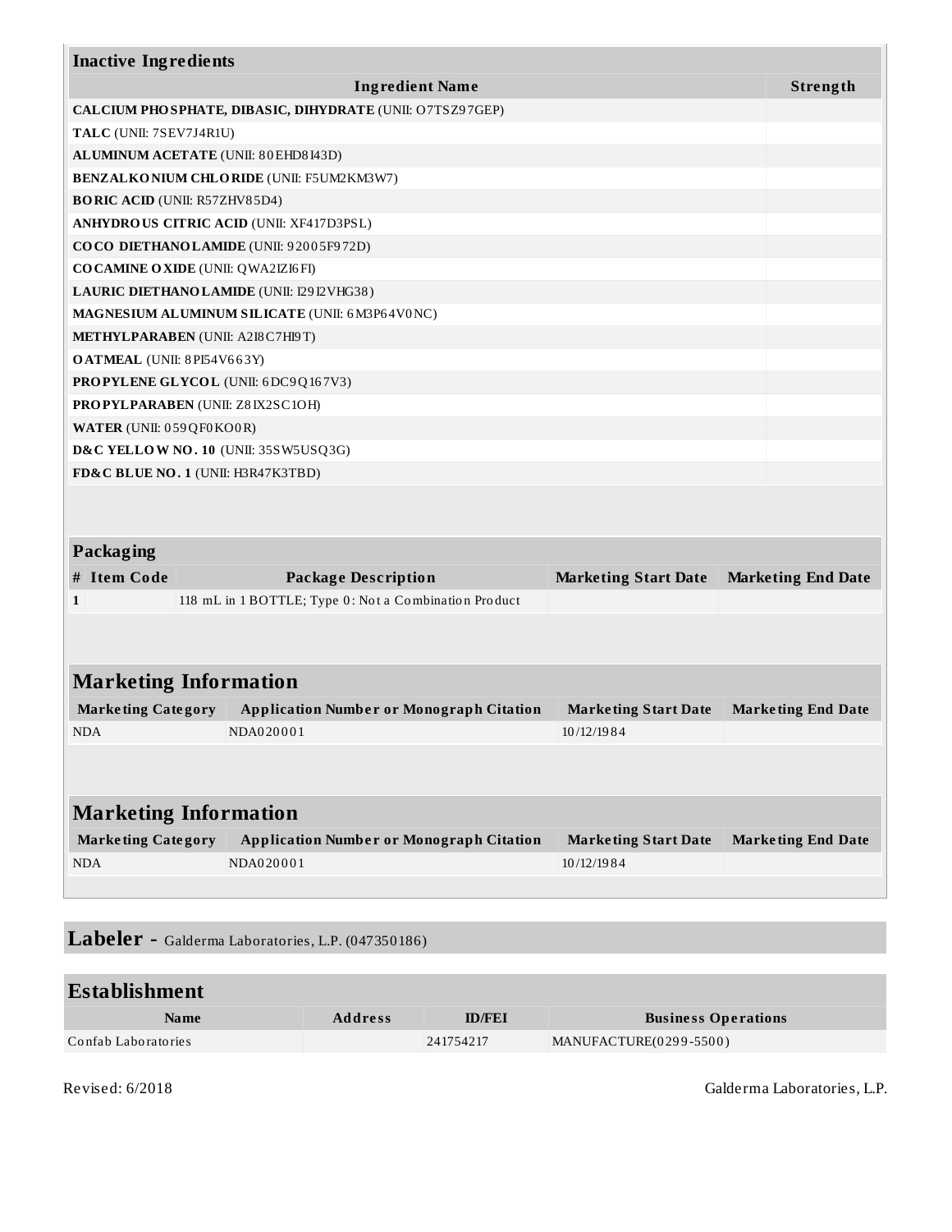| Inactive Ingredients | |
|---|---|
| **Ingredient Name** | **Strength** |
| **CALCIUM PHOSPHATE, DIBASIC, DIHYDRATE** (UNII: O7TSZ97GEP) | |
| **TALC** (UNII: 7SEV7J4R1U) | |
| **ALUMINUM ACETATE** (UNII: 80EHD8I43D) | |
| **BENZALKONIUM CHLORIDE** (UNII: F5UM2KM3W7) | |
| **BORIC ACID** (UNII: R57ZHV85D4) | |
| **ANHYDROUS CITRIC ACID** (UNII: XF417D3PSL) | |
| **COCO DIETHANOLAMIDE** (UNII: 92005F972D) | |
| **COCAMINE OXIDE** (UNII: QWA2IZI6FI) | |
| **LAURIC DIETHANOLAMIDE** (UNII: I29I2VHG38) | |
| **MAGNESIUM ALUMINUM SILICATE** (UNII: 6M3P64V0NC) | |
| **METHYLPARABEN** (UNII: A2I8C7HI9T) | |
| **OATMEAL** (UNII: 8PI54V663Y) | |
| **PROPYLENE GLYCOL** (UNII: 6DC9Q167V3) | |
| **PROPYLPARABEN** (UNII: Z8IX2SC1OH) | |
| **WATER** (UNII: 059QF0KO0R) | |
| **D&C YELLOW NO. 10** (UNII: 35SW5USQ3G) | |
| **FD&C BLUE NO. 1** (UNII: H3R47K3TBD) | |

| Packaging | | | | |
|---|---|---|---|---|
| **#** | **Item Code** | **Package Description** | **Marketing Start Date** | **Marketing End Date** |
| 1 | | 118 mL in 1 BOTTLE; Type 0: Not a Combination Product | | |

## Marketing Information

| Marketing Category | Application Number or Monograph Citation | Marketing Start Date | Marketing End Date |
|---|---|---|---|
| NDA | NDA020001 | 10/12/1984 | |

## Marketing Information

| Marketing Category | Application Number or Monograph Citation | Marketing Start Date | Marketing End Date |
|---|---|---|---|
| NDA | NDA020001 | 10/12/1984 | |

## Labeler - Galderma Laboratories, L.P. (047350186)

## Establishment

| Name | Address | ID/FEI | Business Operations |
|---|---|---|---|
| Confab Laboratories | | 241754217 | MANUFACTURE(0299-5500) |

Revised: 6/2018

Galderma Laboratories, L.P.